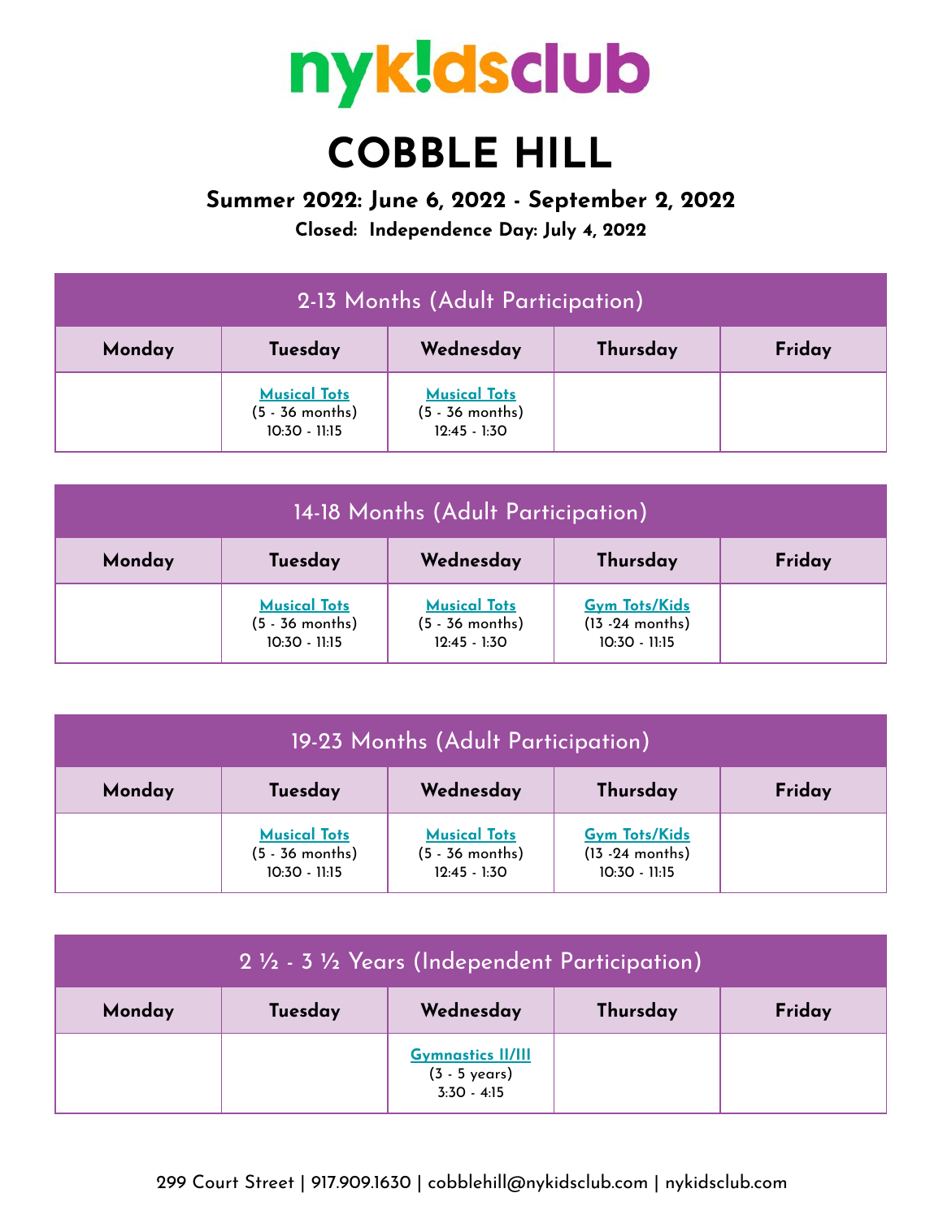# nykidsclub

# COBBLE HILL

### Summer 2022: June 6, 2022 - September 2, 2022

**Closed: Independence Day: July 4, 2022**

| 2-13 Months (Adult Participation) | | | | |
|---|---|---|---|---|
| **Monday** | **Tuesday** | **Wednesday** | **Thursday** | **Friday** |
| | Musical Tots (5 - 36 months) 10:30 - 11:15 | Musical Tots (5 - 36 months) 12:45 - 1:30 | | |

| 14-18 Months (Adult Participation) | | | | |
|---|---|---|---|---|
| **Monday** | **Tuesday** | **Wednesday** | **Thursday** | **Friday** |
| | Musical Tots (5 - 36 months) 10:30 - 11:15 | Musical Tots (5 - 36 months) 12:45 - 1:30 | Gym Tots/Kids (13 -24 months) 10:30 - 11:15 | |

| 19-23 Months (Adult Participation) | | | | |
|---|---|---|---|---|
| **Monday** | **Tuesday** | **Wednesday** | **Thursday** | **Friday** |
| | Musical Tots (5 - 36 months) 10:30 - 11:15 | Musical Tots (5 - 36 months) 12:45 - 1:30 | Gym Tots/Kids (13 -24 months) 10:30 - 11:15 | |

| 2 ½ - 3 ½ Years (Independent Participation) | | | | |
|---|---|---|---|---|
| **Monday** | **Tuesday** | **Wednesday** | **Thursday** | **Friday** |
| | | Gymnastics II/III (3 - 5 years) 3:30 - 4:15 | | |

299 Court Street | 917.909.1630 | cobblehill@nykidsclub.com | nykidsclub.com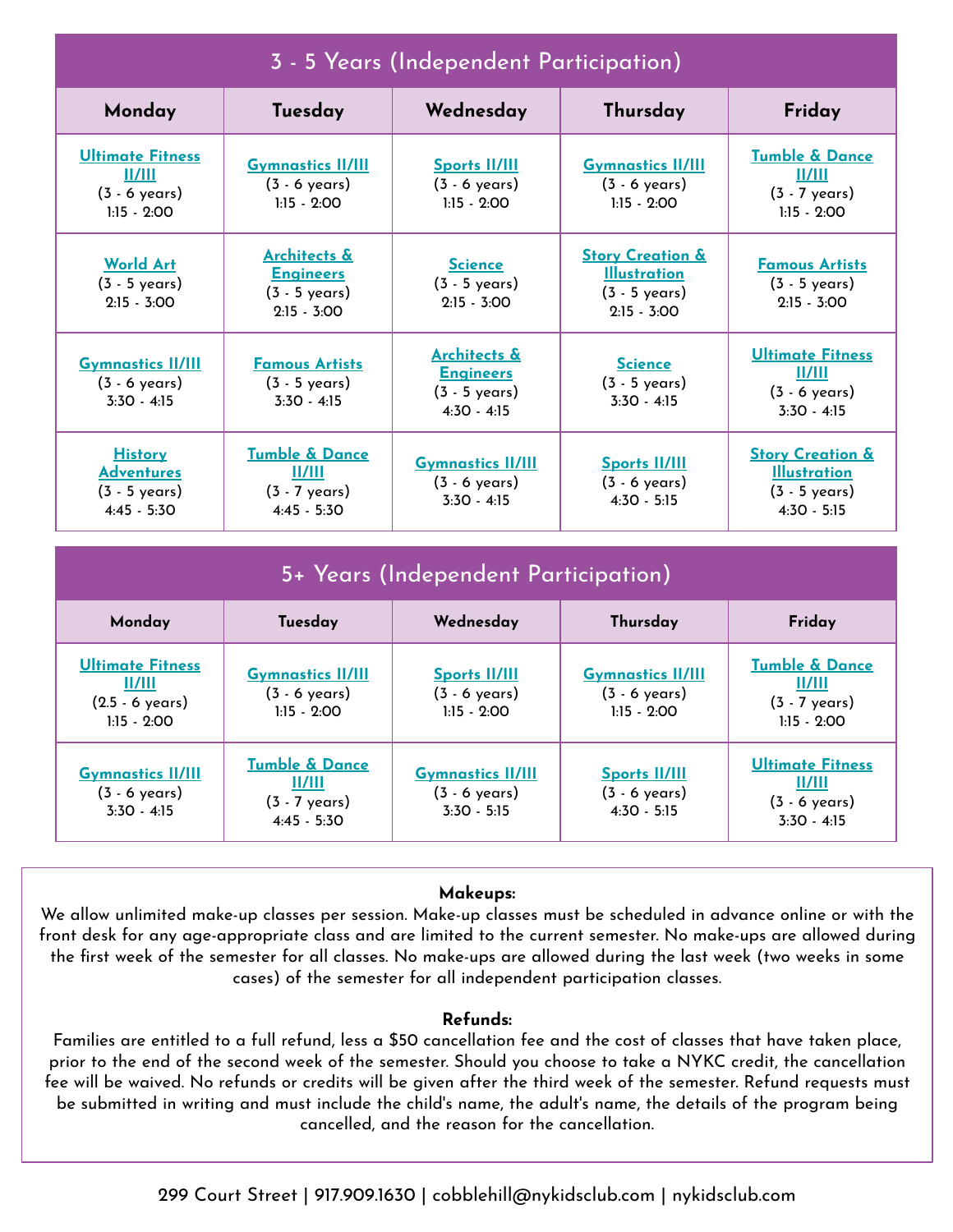## 3 - 5 Years (Independent Participation)

| Monday | Tuesday | Wednesday | Thursday | Friday |
|---|---|---|---|---|
| Ultimate Fitness II/III (3 - 6 years) 1:15 - 2:00 | Gymnastics II/III (3 - 6 years) 1:15 - 2:00 | Sports II/III (3 - 6 years) 1:15 - 2:00 | Gymnastics II/III (3 - 6 years) 1:15 - 2:00 | Tumble & Dance II/III (3 - 7 years) 1:15 - 2:00 |
| World Art (3 - 5 years) 2:15 - 3:00 | Architects & Engineers (3 - 5 years) 2:15 - 3:00 | Science (3 - 5 years) 2:15 - 3:00 | Story Creation & Illustration (3 - 5 years) 2:15 - 3:00 | Famous Artists (3 - 5 years) 2:15 - 3:00 |
| Gymnastics II/III (3 - 6 years) 3:30 - 4:15 | Famous Artists (3 - 5 years) 3:30 - 4:15 | Architects & Engineers (3 - 5 years) 4:30 - 4:15 | Science (3 - 5 years) 3:30 - 4:15 | Ultimate Fitness II/III (3 - 6 years) 3:30 - 4:15 |
| History Adventures (3 - 5 years) 4:45 - 5:30 | Tumble & Dance II/III (3 - 7 years) 4:45 - 5:30 | Gymnastics II/III (3 - 6 years) 3:30 - 4:15 | Sports II/III (3 - 6 years) 4:30 - 5:15 | Story Creation & Illustration (3 - 5 years) 4:30 - 5:15 |

## 5+ Years (Independent Participation)

| Monday | Tuesday | Wednesday | Thursday | Friday |
|---|---|---|---|---|
| Ultimate Fitness II/III (2.5 - 6 years) 1:15 - 2:00 | Gymnastics II/III (3 - 6 years) 1:15 - 2:00 | Sports II/III (3 - 6 years) 1:15 - 2:00 | Gymnastics II/III (3 - 6 years) 1:15 - 2:00 | Tumble & Dance II/III (3 - 7 years) 1:15 - 2:00 |
| Gymnastics II/III (3 - 6 years) 3:30 - 4:15 | Tumble & Dance II/III (3 - 7 years) 4:45 - 5:30 | Gymnastics II/III (3 - 6 years) 3:30 - 5:15 | Sports II/III (3 - 6 years) 4:30 - 5:15 | Ultimate Fitness II/III (3 - 6 years) 3:30 - 4:15 |

**Makeups:**

We allow unlimited make-up classes per session. Make-up classes must be scheduled in advance online or with the front desk for any age-appropriate class and are limited to the current semester. No make-ups are allowed during the first week of the semester for all classes. No make-ups are allowed during the last week (two weeks in some cases) of the semester for all independent participation classes.

**Refunds:**

Families are entitled to a full refund, less a $50 cancellation fee and the cost of classes that have taken place, prior to the end of the second week of the semester. Should you choose to take a NYKC credit, the cancellation fee will be waived. No refunds or credits will be given after the third week of the semester. Refund requests must be submitted in writing and must include the child's name, the adult's name, the details of the program being cancelled, and the reason for the cancellation.

299 Court Street | 917.909.1630 | cobblehill@nykidsclub.com | nykidsclub.com